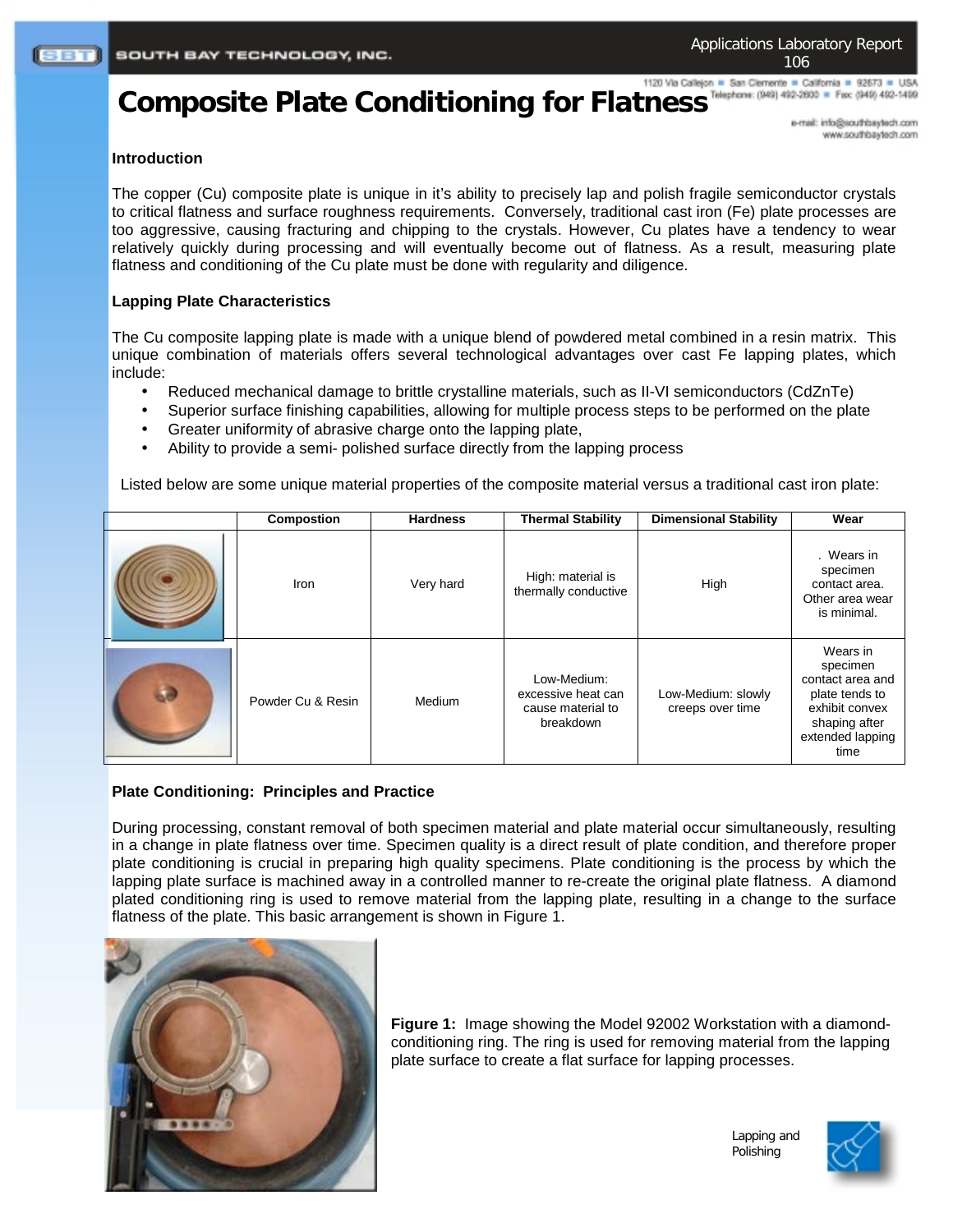# Composite Plate Conditioning for Flatness

Applications Laboratory Report 106

### Introduction

The copper (Cu) composite plate is unique in it's ability to precisely lap and polish fragile semiconductor crystals to critical flatness and surface roughness requirements. Conversely, traditional cast iron (Fe) plate processes are too aggressive, causing fracturing and chipping to the crystals. However, Cu plates have a tendency to wear relatively quickly during processing and will eventually become out of flatness. As a result, measuring plate flatness and conditioning of the Cu plate must be done with regularity and diligence.

### Lapping Plate Characteristics

The Cu composite lapping plate is made with a unique blend of powdered metal combined in a resin matrix. This unique combination of materials offers several technological advantages over cast Fe lapping plates, which include:

- Reduced mechanical damage to brittle crystalline materials, such as II-VI semiconductors (CdZnTe)
- Superior surface finishing capabilities, allowing for multiple process steps to be performed on the plate
- Greater uniformity of abrasive charge onto the lapping plate,
- Ability to provide a semi- polished surface directly from the lapping process

Listed below are some unique material properties of the composite material versus a traditional cast iron plate:

| | Compostion | Hardness | Thermal Stability | Dimensional Stability | Wear |
|---|---|---|---|---|---|
| | Iron | Very hard | High: material is thermally conductive | High | . Wears in specimen contact area. Other area wear is minimal. |
| | Powder Cu & Resin | Medium | Low-Medium: excessive heat can cause material to breakdown | Low-Medium: slowly creeps over time | Wears in specimen contact area and plate tends to exhibit convex shaping after extended lapping time |

### Plate Conditioning: Principles and Practice

During processing, constant removal of both specimen material and plate material occur simultaneously, resulting in a change in plate flatness over time. Specimen quality is a direct result of plate condition, and therefore proper plate conditioning is crucial in preparing high quality specimens. Plate conditioning is the process by which the lapping plate surface is machined away in a controlled manner to re-create the original plate flatness. A diamond plated conditioning ring is used to remove material from the lapping plate, resulting in a change to the surface flatness of the plate. This basic arrangement is shown in Figure 1.

**Figure 1:** Image showing the Model 92002 Workstation with a diamond-conditioning ring. The ring is used for removing material from the lapping plate surface to create a flat surface for lapping processes.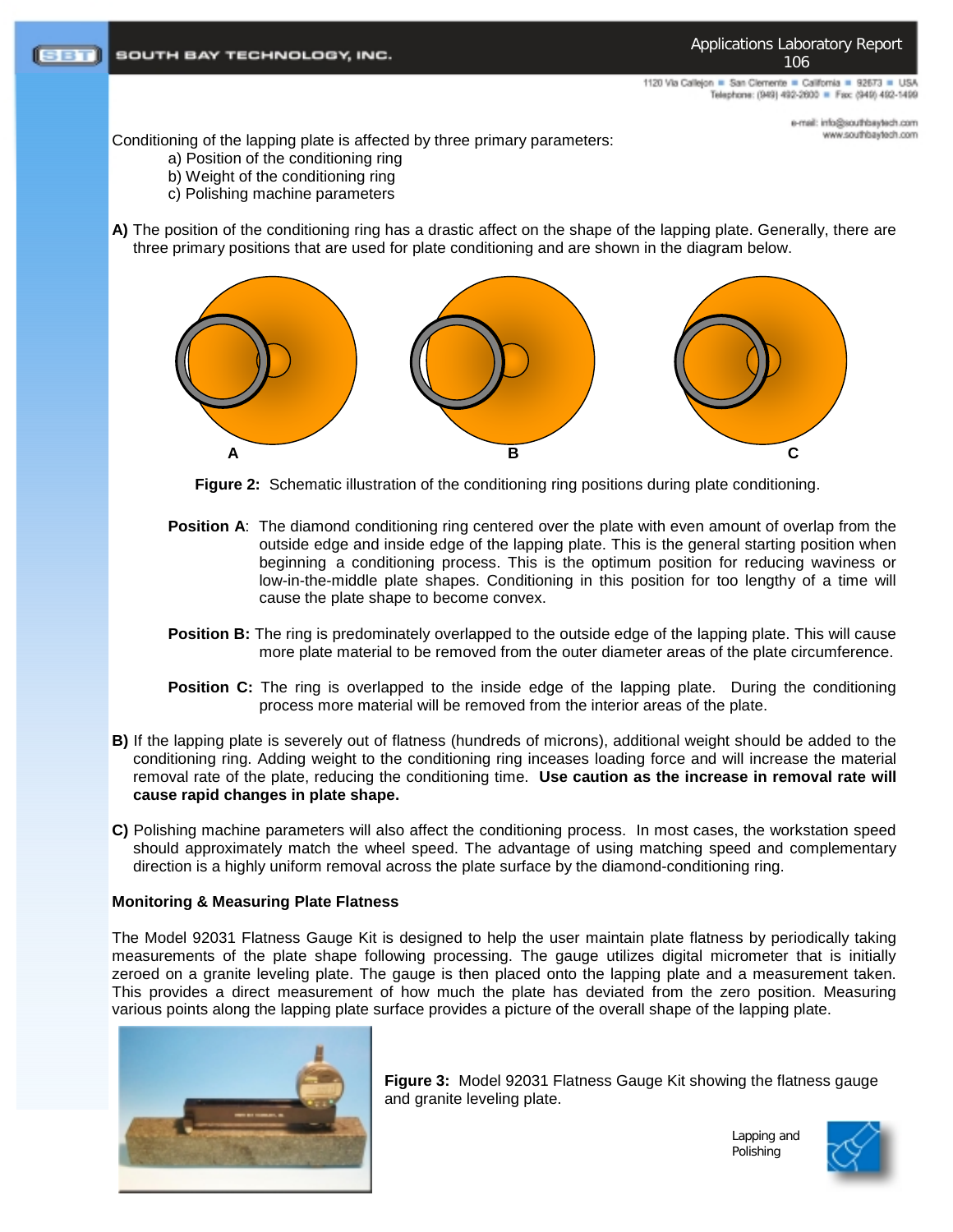Conditioning of the lapping plate is affected by three primary parameters:

a) Position of the conditioning ring
b) Weight of the conditioning ring
c) Polishing machine parameters

**A)** The position of the conditioning ring has a drastic affect on the shape of the lapping plate. Generally, there are three primary positions that are used for plate conditioning and are shown in the diagram below.

**Figure 2:** Schematic illustration of the conditioning ring positions during plate conditioning.

**Position A**: The diamond conditioning ring centered over the plate with even amount of overlap from the outside edge and inside edge of the lapping plate. This is the general starting position when beginning a conditioning process. This is the optimum position for reducing waviness or low-in-the-middle plate shapes. Conditioning in this position for too lengthy of a time will cause the plate shape to become convex.

**Position B:** The ring is predominately overlapped to the outside edge of the lapping plate. This will cause more plate material to be removed from the outer diameter areas of the plate circumference.

**Position C:** The ring is overlapped to the inside edge of the lapping plate. During the conditioning process more material will be removed from the interior areas of the plate.

**B)** If the lapping plate is severely out of flatness (hundreds of microns), additional weight should be added to the conditioning ring. Adding weight to the conditioning ring inceases loading force and will increase the material removal rate of the plate, reducing the conditioning time. **Use caution as the increase in removal rate will cause rapid changes in plate shape.**

**C)** Polishing machine parameters will also affect the conditioning process. In most cases, the workstation speed should approximately match the wheel speed. The advantage of using matching speed and complementary direction is a highly uniform removal across the plate surface by the diamond-conditioning ring.

**Monitoring & Measuring Plate Flatness**

The Model 92031 Flatness Gauge Kit is designed to help the user maintain plate flatness by periodically taking measurements of the plate shape following processing. The gauge utilizes digital micrometer that is initially zeroed on a granite leveling plate. The gauge is then placed onto the lapping plate and a measurement taken. This provides a direct measurement of how much the plate has deviated from the zero position. Measuring various points along the lapping plate surface provides a picture of the overall shape of the lapping plate.

**Figure 3:** Model 92031 Flatness Gauge Kit showing the flatness gauge and granite leveling plate.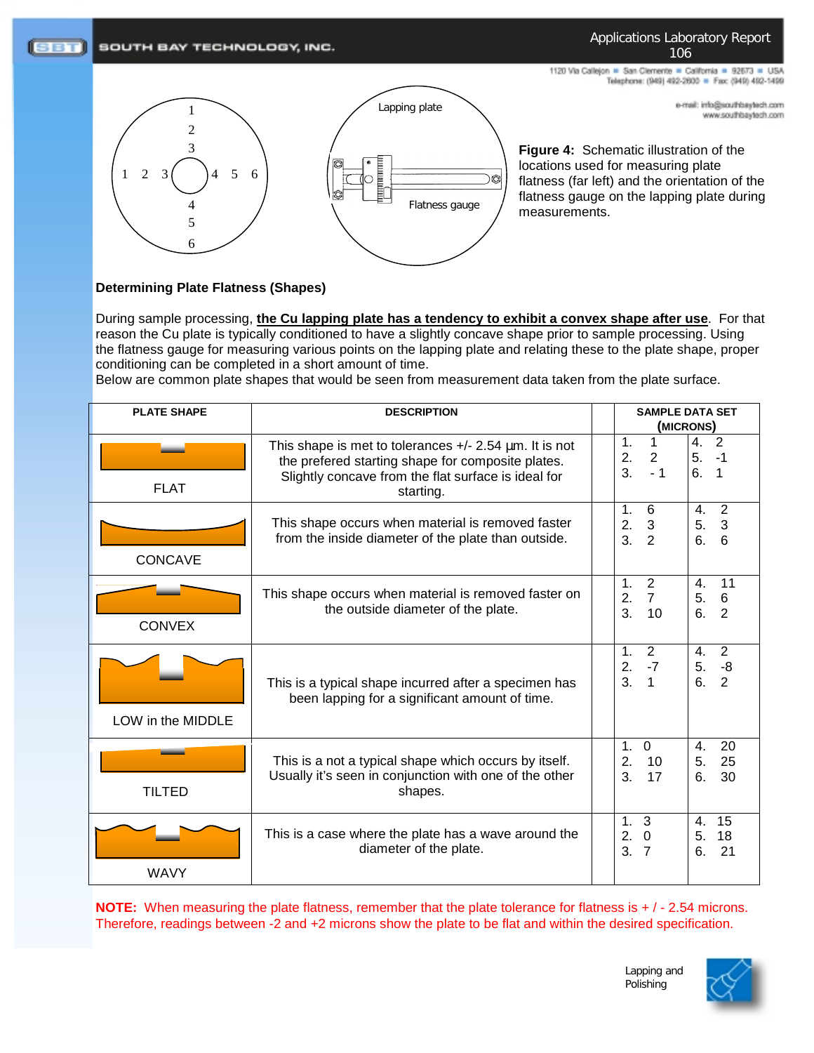**Figure 4:** Schematic illustration of the locations used for measuring plate flatness (far left) and the orientation of the flatness gauge on the lapping plate during measurements.

### Determining Plate Flatness (Shapes)

During sample processing, **the Cu lapping plate has a tendency to exhibit a convex shape after use**. For that reason the Cu plate is typically conditioned to have a slightly concave shape prior to sample processing. Using the flatness gauge for measuring various points on the lapping plate and relating these to the plate shape, proper conditioning can be completed in a short amount of time.
Below are common plate shapes that would be seen from measurement data taken from the plate surface.

| PLATE SHAPE | DESCRIPTION | SAMPLE DATA SET (MICRONS) | |
|---|---|---|---|
| FLAT | This shape is met to tolerances +/- 2.54 µm. It is not the prefered starting shape for composite plates. Slightly concave from the flat surface is ideal for starting. | 1. 1<br>2. 2<br>3. - 1 | 4. 2<br>5. -1<br>6. 1 |
| CONCAVE | This shape occurs when material is removed faster from the inside diameter of the plate than outside. | 1. 6<br>2. 3<br>3. 2 | 4. 2<br>5. 3<br>6. 6 |
| CONVEX | This shape occurs when material is removed faster on the outside diameter of the plate. | 1. 2<br>2. 7<br>3. 10 | 4. 11<br>5. 6<br>6. 2 |
| LOW in the MIDDLE | This is a typical shape incurred after a specimen has been lapping for a significant amount of time. | 1. 2<br>2. -7<br>3. 1 | 4. 2<br>5. -8<br>6. 2 |
| TILTED | This is a not a typical shape which occurs by itself. Usually it's seen in conjunction with one of the other shapes. | 1. 0<br>2. 10<br>3. 17 | 4. 20<br>5. 25<br>6. 30 |
| WAVY | This is a case where the plate has a wave around the diameter of the plate. | 1. 3<br>2. 0<br>3. 7 | 4. 15<br>5. 18<br>6. 21 |

**NOTE:** When measuring the plate flatness, remember that the plate tolerance for flatness is + / - 2.54 microns. Therefore, readings between -2 and +2 microns show the plate to be flat and within the desired specification.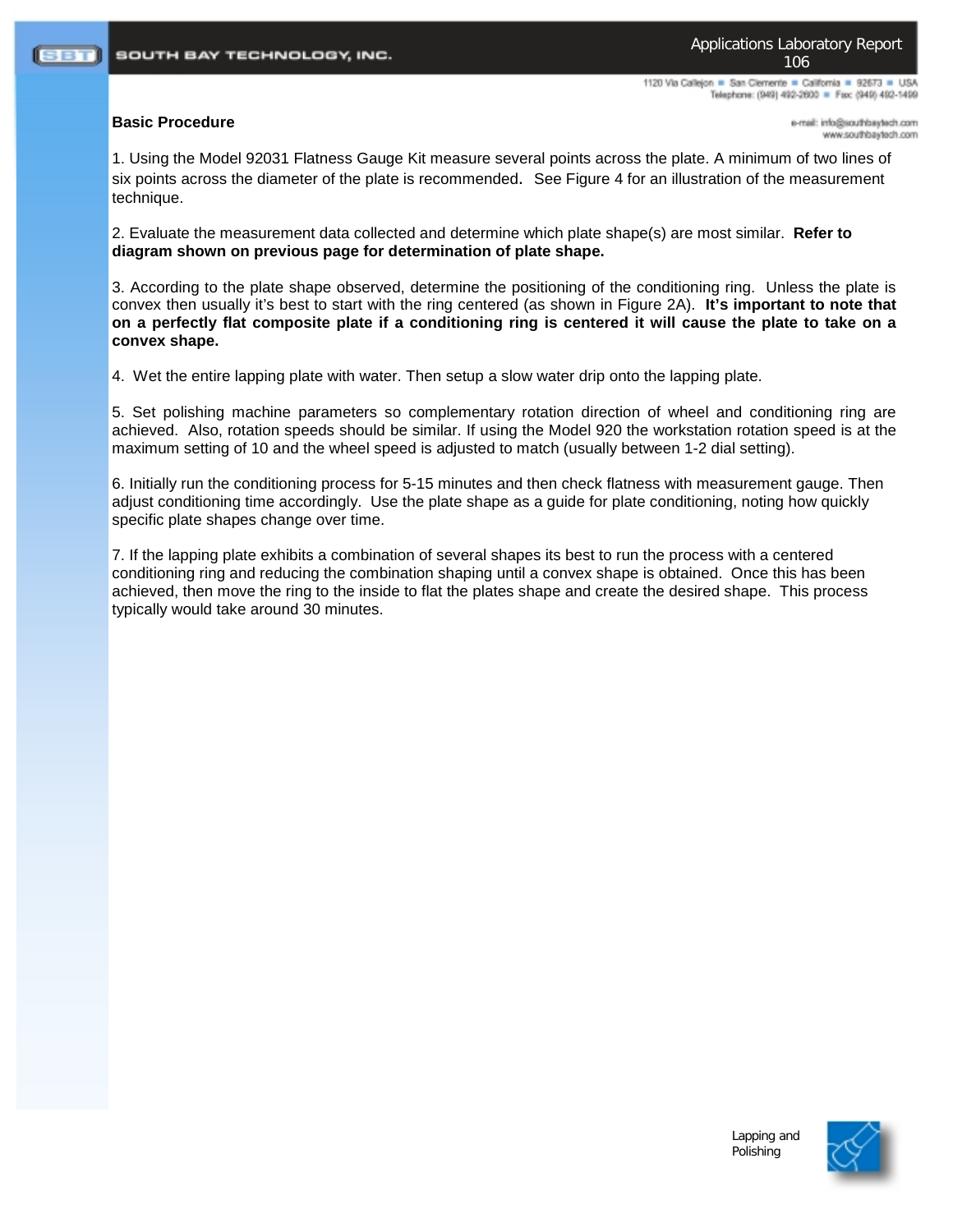**Basic Procedure**

1. Using the Model 92031 Flatness Gauge Kit measure several points across the plate. A minimum of two lines of six points across the diameter of the plate is recommended. See Figure 4 for an illustration of the measurement technique.

2. Evaluate the measurement data collected and determine which plate shape(s) are most similar. **Refer to diagram shown on previous page for determination of plate shape.**

3. According to the plate shape observed, determine the positioning of the conditioning ring. Unless the plate is convex then usually it's best to start with the ring centered (as shown in Figure 2A). **It's important to note that on a perfectly flat composite plate if a conditioning ring is centered it will cause the plate to take on a convex shape.**

4. Wet the entire lapping plate with water. Then setup a slow water drip onto the lapping plate.

5. Set polishing machine parameters so complementary rotation direction of wheel and conditioning ring are achieved. Also, rotation speeds should be similar. If using the Model 920 the workstation rotation speed is at the maximum setting of 10 and the wheel speed is adjusted to match (usually between 1-2 dial setting).

6. Initially run the conditioning process for 5-15 minutes and then check flatness with measurement gauge. Then adjust conditioning time accordingly. Use the plate shape as a guide for plate conditioning, noting how quickly specific plate shapes change over time.

7. If the lapping plate exhibits a combination of several shapes its best to run the process with a centered conditioning ring and reducing the combination shaping until a convex shape is obtained. Once this has been achieved, then move the ring to the inside to flat the plates shape and create the desired shape. This process typically would take around 30 minutes.